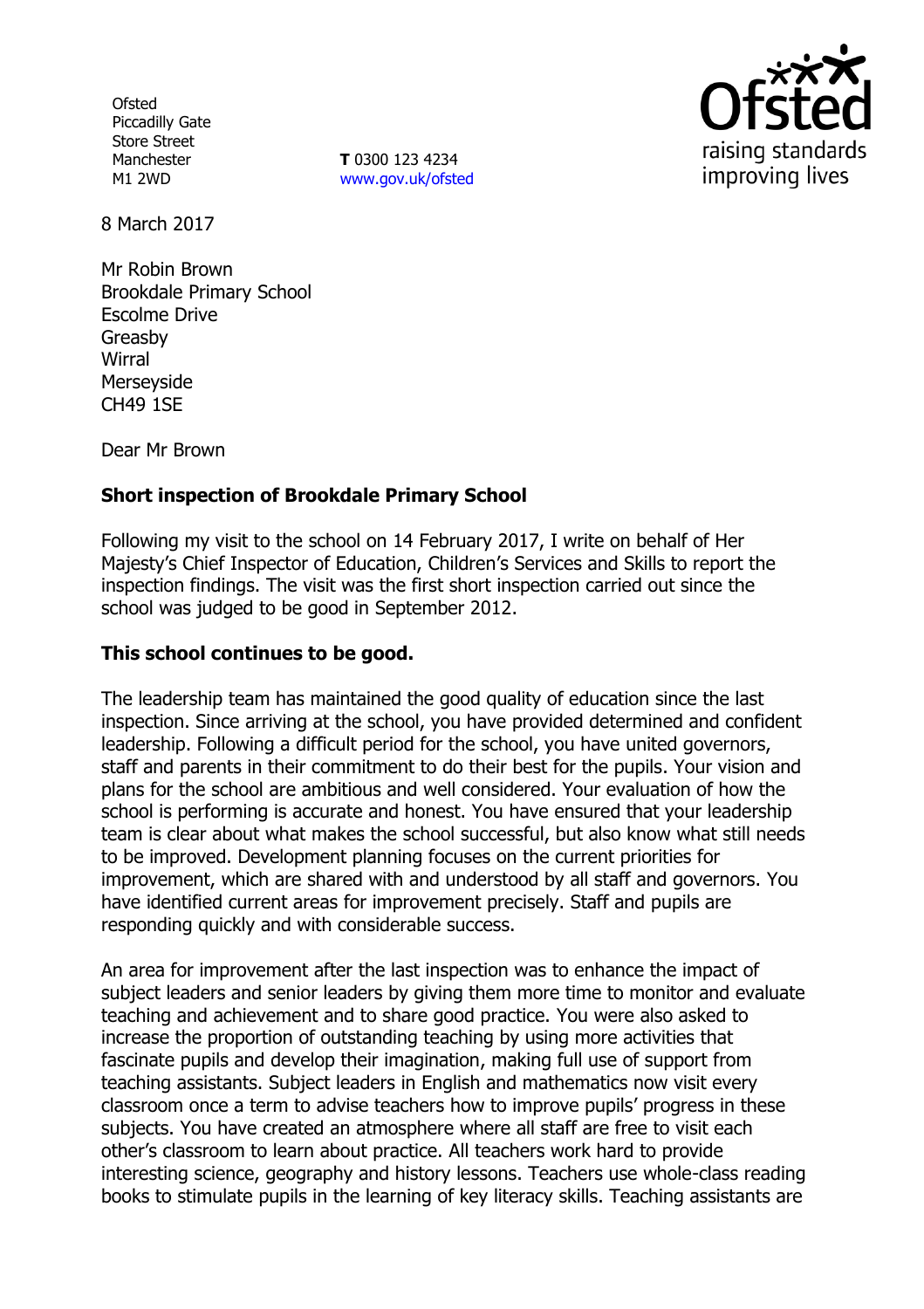Ofsted
Piccadilly Gate
Store Street
Manchester
M1 2WD

**T** 0300 123 4234
www.gov.uk/ofsted

8 March 2017

Mr Robin Brown
Brookdale Primary School
Escolme Drive
Greasby
Wirral
Merseyside
CH49 1SE

Dear Mr Brown

**Short inspection of Brookdale Primary School**

Following my visit to the school on 14 February 2017, I write on behalf of Her Majesty's Chief Inspector of Education, Children's Services and Skills to report the inspection findings. The visit was the first short inspection carried out since the school was judged to be good in September 2012.

**This school continues to be good.**

The leadership team has maintained the good quality of education since the last inspection. Since arriving at the school, you have provided determined and confident leadership. Following a difficult period for the school, you have united governors, staff and parents in their commitment to do their best for the pupils. Your vision and plans for the school are ambitious and well considered. Your evaluation of how the school is performing is accurate and honest. You have ensured that your leadership team is clear about what makes the school successful, but also know what still needs to be improved. Development planning focuses on the current priorities for improvement, which are shared with and understood by all staff and governors. You have identified current areas for improvement precisely. Staff and pupils are responding quickly and with considerable success.

An area for improvement after the last inspection was to enhance the impact of subject leaders and senior leaders by giving them more time to monitor and evaluate teaching and achievement and to share good practice. You were also asked to increase the proportion of outstanding teaching by using more activities that fascinate pupils and develop their imagination, making full use of support from teaching assistants. Subject leaders in English and mathematics now visit every classroom once a term to advise teachers how to improve pupils' progress in these subjects. You have created an atmosphere where all staff are free to visit each other's classroom to learn about practice. All teachers work hard to provide interesting science, geography and history lessons. Teachers use whole-class reading books to stimulate pupils in the learning of key literacy skills. Teaching assistants are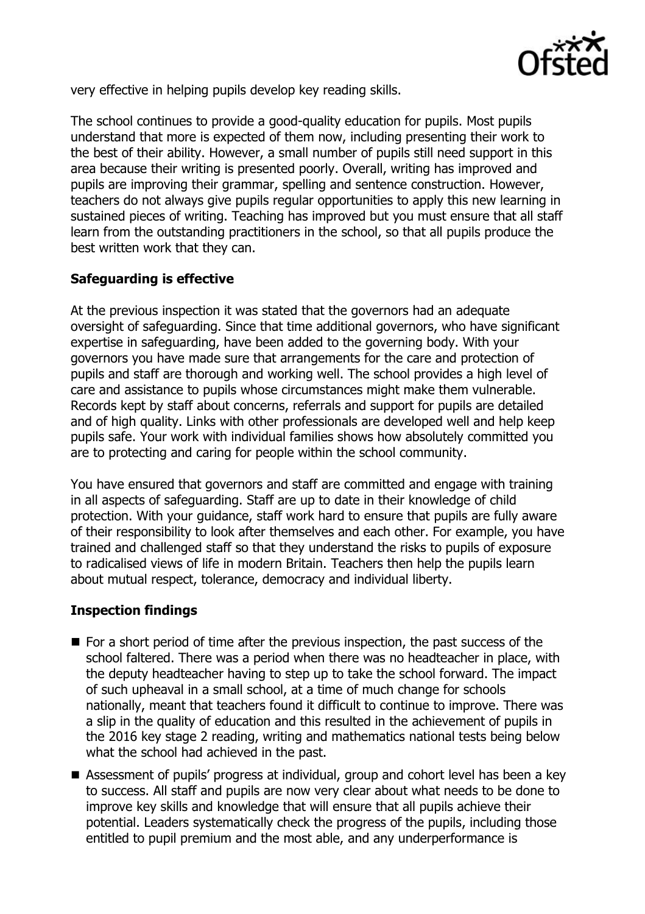very effective in helping pupils develop key reading skills.

The school continues to provide a good-quality education for pupils. Most pupils understand that more is expected of them now, including presenting their work to the best of their ability. However, a small number of pupils still need support in this area because their writing is presented poorly. Overall, writing has improved and pupils are improving their grammar, spelling and sentence construction. However, teachers do not always give pupils regular opportunities to apply this new learning in sustained pieces of writing. Teaching has improved but you must ensure that all staff learn from the outstanding practitioners in the school, so that all pupils produce the best written work that they can.

## Safeguarding is effective

At the previous inspection it was stated that the governors had an adequate oversight of safeguarding. Since that time additional governors, who have significant expertise in safeguarding, have been added to the governing body. With your governors you have made sure that arrangements for the care and protection of pupils and staff are thorough and working well. The school provides a high level of care and assistance to pupils whose circumstances might make them vulnerable. Records kept by staff about concerns, referrals and support for pupils are detailed and of high quality. Links with other professionals are developed well and help keep pupils safe. Your work with individual families shows how absolutely committed you are to protecting and caring for people within the school community.

You have ensured that governors and staff are committed and engage with training in all aspects of safeguarding. Staff are up to date in their knowledge of child protection. With your guidance, staff work hard to ensure that pupils are fully aware of their responsibility to look after themselves and each other. For example, you have trained and challenged staff so that they understand the risks to pupils of exposure to radicalised views of life in modern Britain. Teachers then help the pupils learn about mutual respect, tolerance, democracy and individual liberty.

## Inspection findings

- For a short period of time after the previous inspection, the past success of the school faltered. There was a period when there was no headteacher in place, with the deputy headteacher having to step up to take the school forward. The impact of such upheaval in a small school, at a time of much change for schools nationally, meant that teachers found it difficult to continue to improve. There was a slip in the quality of education and this resulted in the achievement of pupils in the 2016 key stage 2 reading, writing and mathematics national tests being below what the school had achieved in the past.
- Assessment of pupils' progress at individual, group and cohort level has been a key to success. All staff and pupils are now very clear about what needs to be done to improve key skills and knowledge that will ensure that all pupils achieve their potential. Leaders systematically check the progress of the pupils, including those entitled to pupil premium and the most able, and any underperformance is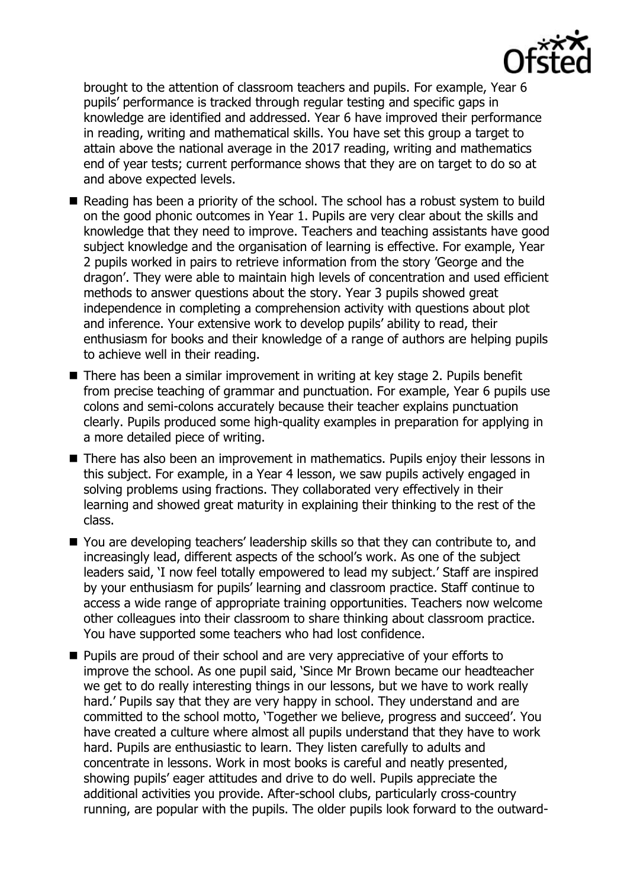brought to the attention of classroom teachers and pupils. For example, Year 6 pupils' performance is tracked through regular testing and specific gaps in knowledge are identified and addressed. Year 6 have improved their performance in reading, writing and mathematical skills. You have set this group a target to attain above the national average in the 2017 reading, writing and mathematics end of year tests; current performance shows that they are on target to do so at and above expected levels.

- Reading has been a priority of the school. The school has a robust system to build on the good phonic outcomes in Year 1. Pupils are very clear about the skills and knowledge that they need to improve. Teachers and teaching assistants have good subject knowledge and the organisation of learning is effective. For example, Year 2 pupils worked in pairs to retrieve information from the story 'George and the dragon'. They were able to maintain high levels of concentration and used efficient methods to answer questions about the story. Year 3 pupils showed great independence in completing a comprehension activity with questions about plot and inference. Your extensive work to develop pupils' ability to read, their enthusiasm for books and their knowledge of a range of authors are helping pupils to achieve well in their reading.
- There has been a similar improvement in writing at key stage 2. Pupils benefit from precise teaching of grammar and punctuation. For example, Year 6 pupils use colons and semi-colons accurately because their teacher explains punctuation clearly. Pupils produced some high-quality examples in preparation for applying in a more detailed piece of writing.
- There has also been an improvement in mathematics. Pupils enjoy their lessons in this subject. For example, in a Year 4 lesson, we saw pupils actively engaged in solving problems using fractions. They collaborated very effectively in their learning and showed great maturity in explaining their thinking to the rest of the class.
- You are developing teachers' leadership skills so that they can contribute to, and increasingly lead, different aspects of the school's work. As one of the subject leaders said, 'I now feel totally empowered to lead my subject.' Staff are inspired by your enthusiasm for pupils' learning and classroom practice. Staff continue to access a wide range of appropriate training opportunities. Teachers now welcome other colleagues into their classroom to share thinking about classroom practice. You have supported some teachers who had lost confidence.
- Pupils are proud of their school and are very appreciative of your efforts to improve the school. As one pupil said, 'Since Mr Brown became our headteacher we get to do really interesting things in our lessons, but we have to work really hard.' Pupils say that they are very happy in school. They understand and are committed to the school motto, 'Together we believe, progress and succeed'. You have created a culture where almost all pupils understand that they have to work hard. Pupils are enthusiastic to learn. They listen carefully to adults and concentrate in lessons. Work in most books is careful and neatly presented, showing pupils' eager attitudes and drive to do well. Pupils appreciate the additional activities you provide. After-school clubs, particularly cross-country running, are popular with the pupils. The older pupils look forward to the outward-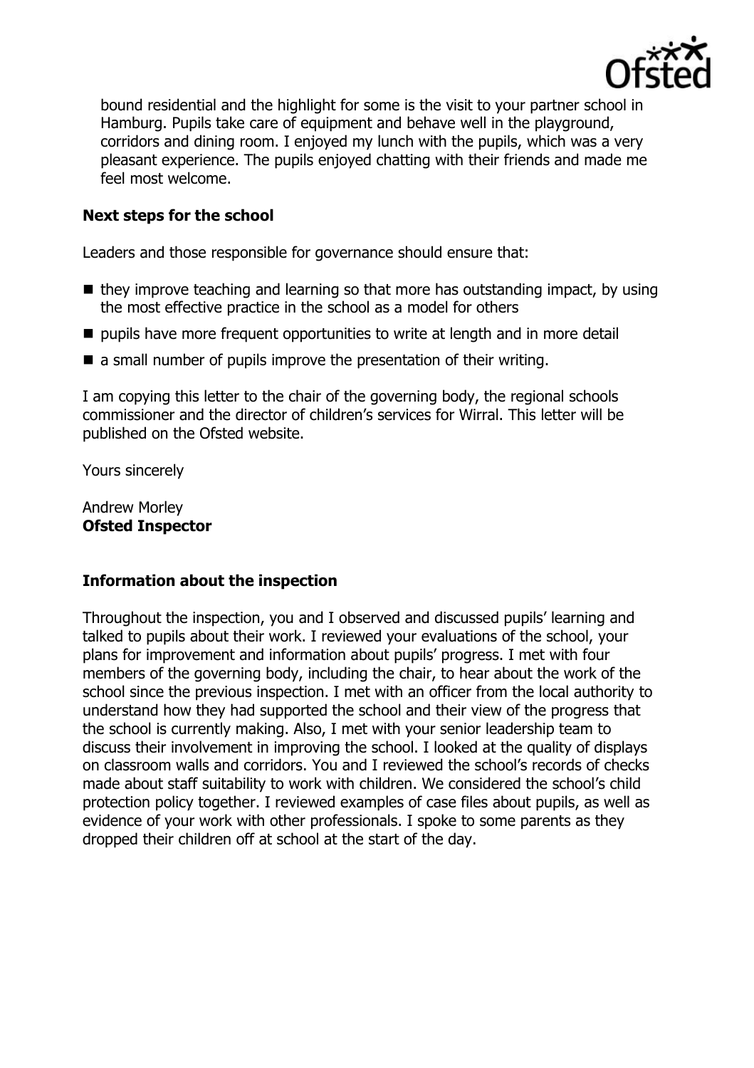bound residential and the highlight for some is the visit to your partner school in Hamburg. Pupils take care of equipment and behave well in the playground, corridors and dining room. I enjoyed my lunch with the pupils, which was a very pleasant experience. The pupils enjoyed chatting with their friends and made me feel most welcome.

**Next steps for the school**

Leaders and those responsible for governance should ensure that:

- they improve teaching and learning so that more has outstanding impact, by using the most effective practice in the school as a model for others
- pupils have more frequent opportunities to write at length and in more detail
- a small number of pupils improve the presentation of their writing.

I am copying this letter to the chair of the governing body, the regional schools commissioner and the director of children's services for Wirral. This letter will be published on the Ofsted website.

Yours sincerely

Andrew Morley
**Ofsted Inspector**

## Information about the inspection

Throughout the inspection, you and I observed and discussed pupils' learning and talked to pupils about their work. I reviewed your evaluations of the school, your plans for improvement and information about pupils' progress. I met with four members of the governing body, including the chair, to hear about the work of the school since the previous inspection. I met with an officer from the local authority to understand how they had supported the school and their view of the progress that the school is currently making. Also, I met with your senior leadership team to discuss their involvement in improving the school. I looked at the quality of displays on classroom walls and corridors. You and I reviewed the school's records of checks made about staff suitability to work with children. We considered the school's child protection policy together. I reviewed examples of case files about pupils, as well as evidence of your work with other professionals. I spoke to some parents as they dropped their children off at school at the start of the day.